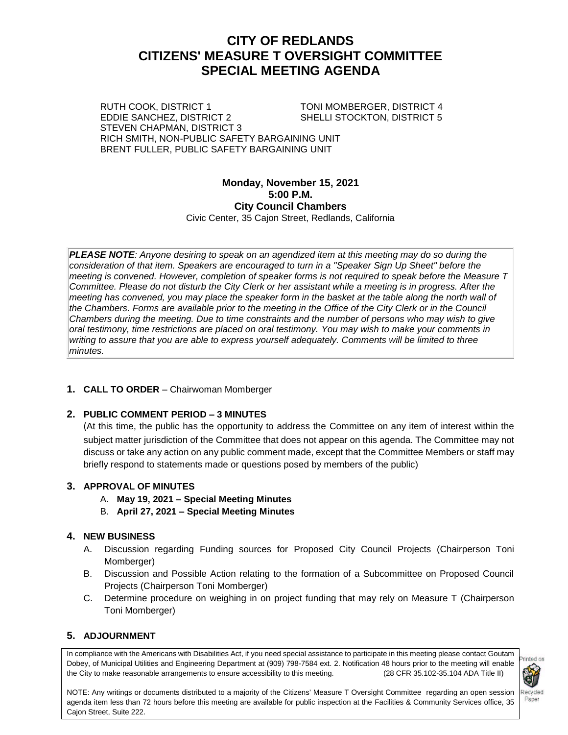# CITY OF REDLANDS
# CITIZENS' MEASURE T OVERSIGHT COMMITTEE
# SPECIAL MEETING AGENDA

RUTH COOK, DISTRICT 1
EDDIE SANCHEZ, DISTRICT 2
STEVEN CHAPMAN, DISTRICT 3
TONI MOMBERGER, DISTRICT 4
SHELLI STOCKTON, DISTRICT 5
RICH SMITH, NON-PUBLIC SAFETY BARGAINING UNIT
BRENT FULLER, PUBLIC SAFETY BARGAINING UNIT

**Monday, November 15, 2021**
**5:00 P.M.**
**City Council Chambers**
Civic Center, 35 Cajon Street, Redlands, California

***PLEASE NOTE****: Anyone desiring to speak on an agendized item at this meeting may do so during the consideration of that item. Speakers are encouraged to turn in a "Speaker Sign Up Sheet" before the meeting is convened. However, completion of speaker forms is not required to speak before the Measure T Committee. Please do not disturb the City Clerk or her assistant while a meeting is in progress. After the meeting has convened, you may place the speaker form in the basket at the table along the north wall of the Chambers. Forms are available prior to the meeting in the Office of the City Clerk or in the Council Chambers during the meeting. Due to time constraints and the number of persons who may wish to give oral testimony, time restrictions are placed on oral testimony. You may wish to make your comments in writing to assure that you are able to express yourself adequately. Comments will be limited to three minutes.*

**1. CALL TO ORDER** – Chairwoman Momberger

**2. PUBLIC COMMENT PERIOD – 3 MINUTES**

(At this time, the public has the opportunity to address the Committee on any item of interest within the subject matter jurisdiction of the Committee that does not appear on this agenda. The Committee may not discuss or take any action on any public comment made, except that the Committee Members or staff may briefly respond to statements made or questions posed by members of the public)

**3. APPROVAL OF MINUTES**

A. **May 19, 2021 – Special Meeting Minutes**
B. **April 27, 2021 – Special Meeting Minutes**

**4. NEW BUSINESS**

A. Discussion regarding Funding sources for Proposed City Council Projects (Chairperson Toni Momberger)
B. Discussion and Possible Action relating to the formation of a Subcommittee on Proposed Council Projects (Chairperson Toni Momberger)
C. Determine procedure on weighing in on project funding that may rely on Measure T (Chairperson Toni Momberger)

**5. ADJOURNMENT**

In compliance with the Americans with Disabilities Act, if you need special assistance to participate in this meeting please contact Goutam Dobey, of Municipal Utilities and Engineering Department at (909) 798-7584 ext. 2. Notification 48 hours prior to the meeting will enable the City to make reasonable arrangements to ensure accessibility to this meeting. (28 CFR 35.102-35.104 ADA Title II)

NOTE: Any writings or documents distributed to a majority of the Citizens' Measure T Oversight Committee regarding an open session agenda item less than 72 hours before this meeting are available for public inspection at the Facilities & Community Services office, 35 Cajon Street, Suite 222.

Printed on Recycled Paper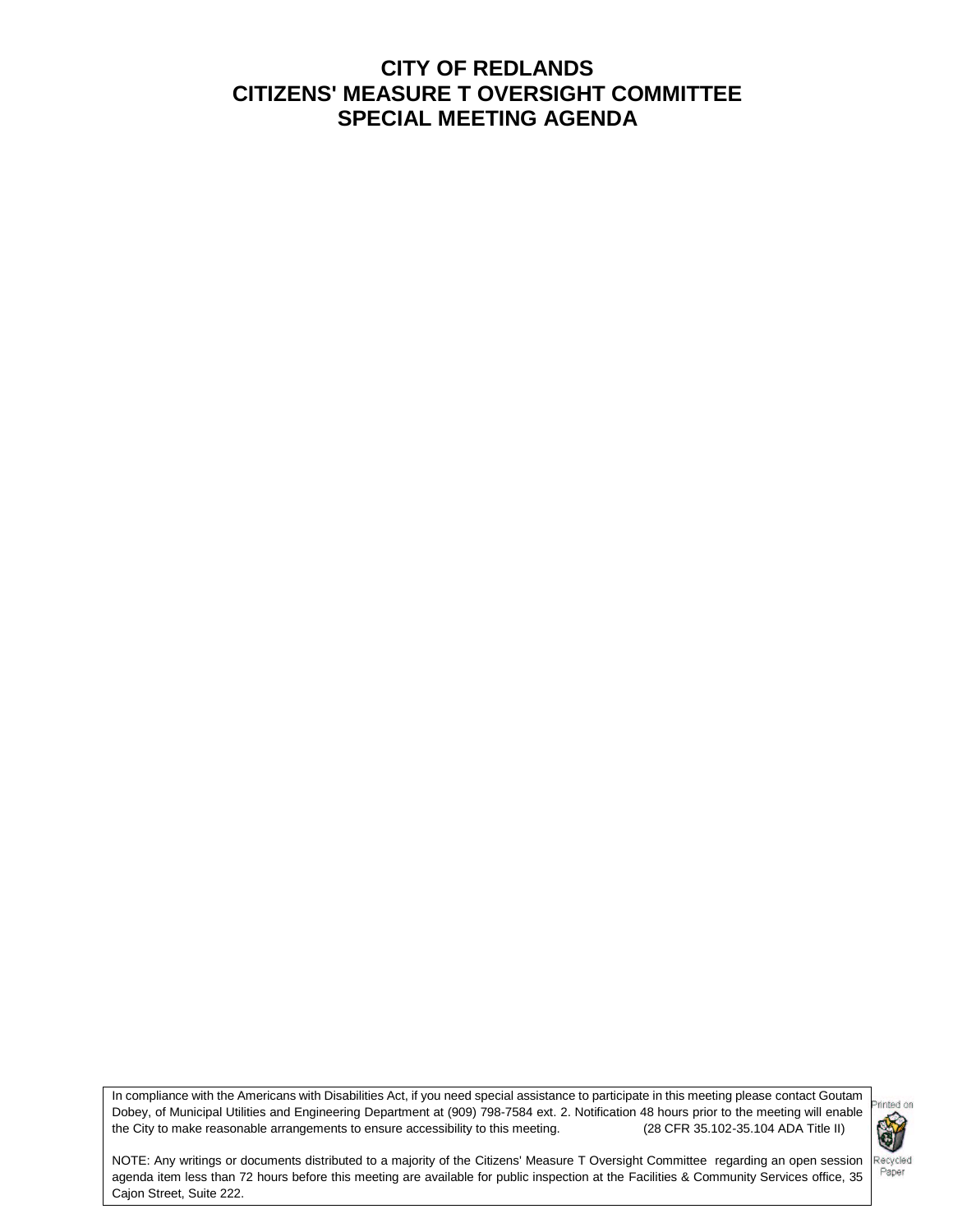# CITY OF REDLANDS
# CITIZENS' MEASURE T OVERSIGHT COMMITTEE
# SPECIAL MEETING AGENDA

In compliance with the Americans with Disabilities Act, if you need special assistance to participate in this meeting please contact Goutam Dobey, of Municipal Utilities and Engineering Department at (909) 798-7584 ext. 2. Notification 48 hours prior to the meeting will enable the City to make reasonable arrangements to ensure accessibility to this meeting. (28 CFR 35.102-35.104 ADA Title II)

NOTE: Any writings or documents distributed to a majority of the Citizens' Measure T Oversight Committee regarding an open session agenda item less than 72 hours before this meeting are available for public inspection at the Facilities & Community Services office, 35 Cajon Street, Suite 222.

Printed on Recycled Paper